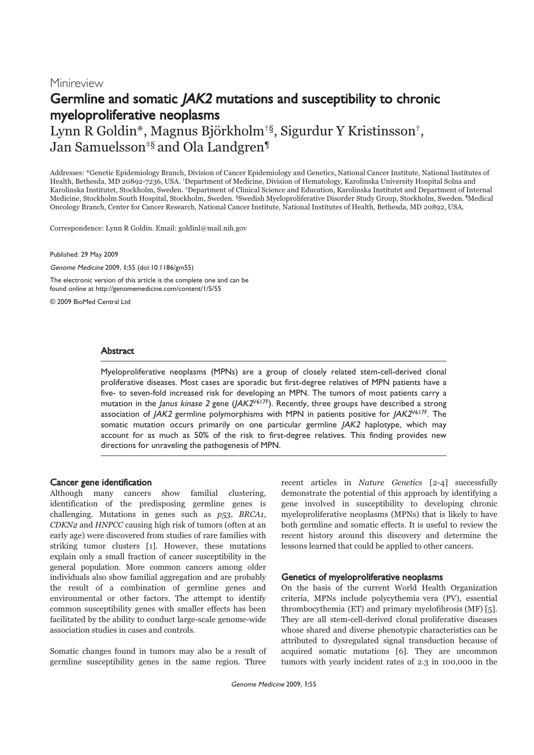Minireview

# Germline and somatic *JAK2* mutations and susceptibility to chronic myeloproliferative neoplasms

Lynn R Goldin*, Magnus Björkholm[†§], Sigurdur Y Kristinsson[†], Jan Samuelsson[‡§] and Ola Landgren[¶]

Addresses: *Genetic Epidemiology Branch, Division of Cancer Epidemiology and Genetics, National Cancer Institute, National Institutes of Health, Bethesda, MD 20892-7236, USA. [†]Department of Medicine, Division of Hematology, Karolinska University Hospital Solna and Karolinska Institutet, Stockholm, Sweden. [‡]Department of Clinical Science and Education, Karolinska Institutet and Department of Internal Medicine, Stockholm South Hospital, Stockholm, Sweden. [§]Swedish Myeloproliferative Disorder Study Group, Stockholm, Sweden. [¶]Medical Oncology Branch, Center for Cancer Research, National Cancer Institute, National Institutes of Health, Bethesda, MD 20892, USA.

Correspondence: Lynn R Goldin. Email: goldinl@mail.nih.gov

Published: 29 May 2009

*Genome Medicine* 2009, **1**:55 (doi:10.1186/gm55)

The electronic version of this article is the complete one and can be found online at http://genomemedicine.com/content/1/5/55

© 2009 BioMed Central Ltd

## Abstract

Myeloproliferative neoplasms (MPNs) are a group of closely related stem-cell-derived clonal proliferative diseases. Most cases are sporadic but first-degree relatives of MPN patients have a five- to seven-fold increased risk for developing an MPN. The tumors of most patients carry a mutation in the *Janus kinase 2* gene (*JAK2*$^{V617F}$). Recently, three groups have described a strong association of *JAK2* germline polymorphisms with MPN in patients positive for *JAK2*$^{V617F}$. The somatic mutation occurs primarily on one particular germline *JAK2* haplotype, which may account for as much as 50% of the risk to first-degree relatives. This finding provides new directions for unraveling the pathogenesis of MPN.

## Cancer gene identification

Although many cancers show familial clustering, identification of the predisposing germline genes is challenging. Mutations in genes such as *p53*, *BRCA1*, *CDKN2* and *HNPCC* causing high risk of tumors (often at an early age) were discovered from studies of rare families with striking tumor clusters [1]. However, these mutations explain only a small fraction of cancer susceptibility in the general population. More common cancers among older individuals also show familial aggregation and are probably the result of a combination of germline genes and environmental or other factors. The attempt to identify common susceptibility genes with smaller effects has been facilitated by the ability to conduct large-scale genome-wide association studies in cases and controls.

Somatic changes found in tumors may also be a result of germline susceptibility genes in the same region. Three recent articles in *Nature Genetics* [2-4] successfully demonstrate the potential of this approach by identifying a gene involved in susceptibility to developing chronic myeloproliferative neoplasms (MPNs) that is likely to have both germline and somatic effects. It is useful to review the recent history around this discovery and determine the lessons learned that could be applied to other cancers.

## Genetics of myeloproliferative neoplasms

On the basis of the current World Health Organization criteria, MPNs include polycythemia vera (PV), essential thrombocythemia (ET) and primary myelofibrosis (MF) [5]. They are all stem-cell-derived clonal proliferative diseases whose shared and diverse phenotypic characteristics can be attributed to dysregulated signal transduction because of acquired somatic mutations [6]. They are uncommon tumors with yearly incident rates of 2.3 in 100,000 in the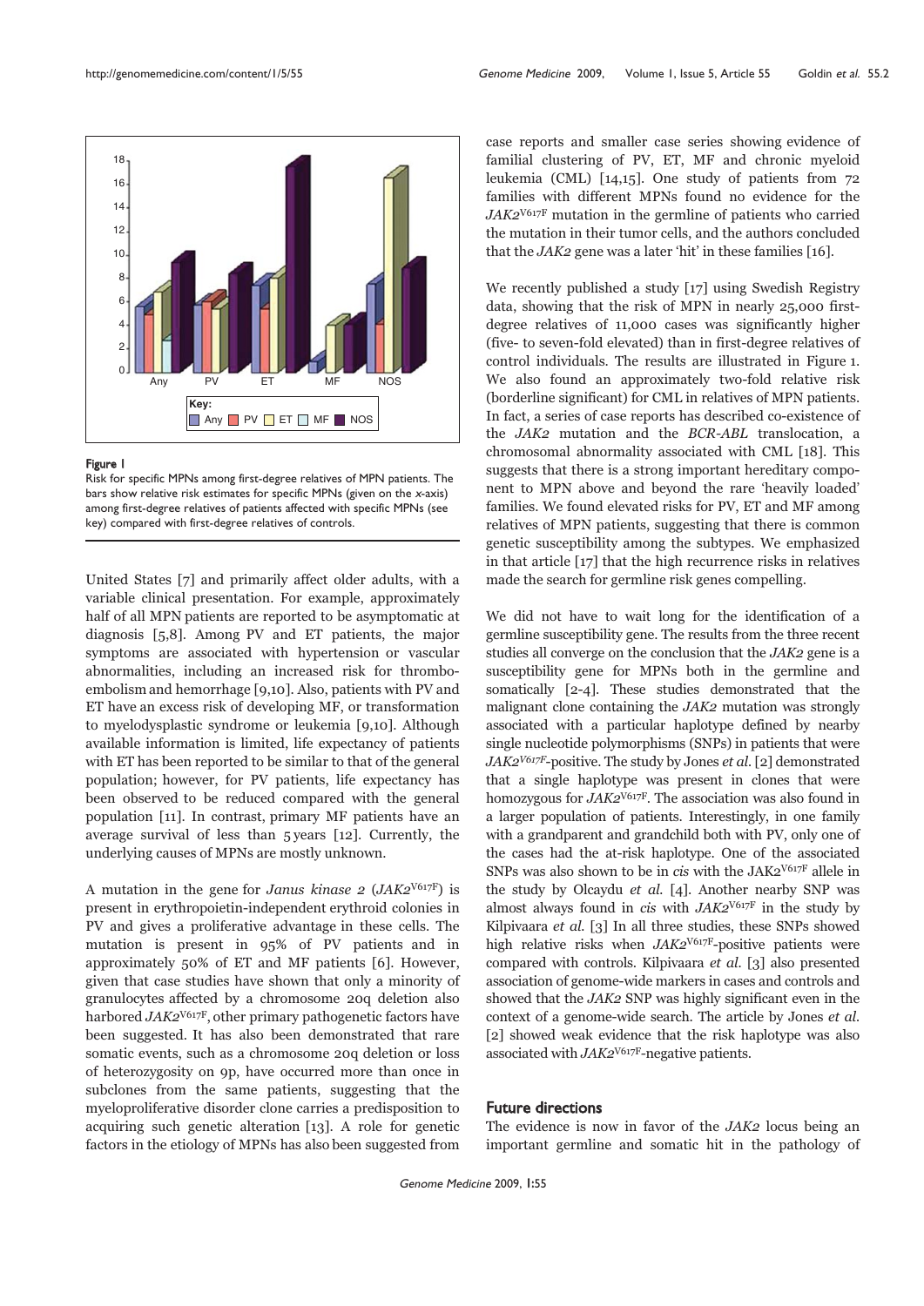Figure 1

Risk for specific MPNs among first-degree relatives of MPN patients. The bars show relative risk estimates for specific MPNs (given on the *x*-axis) among first-degree relatives of patients affected with specific MPNs (see key) compared with first-degree relatives of controls.

United States [7] and primarily affect older adults, with a variable clinical presentation. For example, approximately half of all MPN patients are reported to be asymptomatic at diagnosis [5,8]. Among PV and ET patients, the major symptoms are associated with hypertension or vascular abnormalities, including an increased risk for thromboembolism and hemorrhage [9,10]. Also, patients with PV and ET have an excess risk of developing MF, or transformation to myelodysplastic syndrome or leukemia [9,10]. Although available information is limited, life expectancy of patients with ET has been reported to be similar to that of the general population; however, for PV patients, life expectancy has been observed to be reduced compared with the general population [11]. In contrast, primary MF patients have an average survival of less than 5 years [12]. Currently, the underlying causes of MPNs are mostly unknown.

A mutation in the gene for *Janus kinase 2* (*JAK2*$^{V617F}$) is present in erythropoietin-independent erythroid colonies in PV and gives a proliferative advantage in these cells. The mutation is present in 95% of PV patients and in approximately 50% of ET and MF patients [6]. However, given that case studies have shown that only a minority of granulocytes affected by a chromosome 20q deletion also harbored *JAK2*$^{V617F}$, other primary pathogenetic factors have been suggested. It has also been demonstrated that rare somatic events, such as a chromosome 20q deletion or loss of heterozygosity on 9p, have occurred more than once in subclones from the same patients, suggesting that the myeloproliferative disorder clone carries a predisposition to acquiring such genetic alteration [13]. A role for genetic factors in the etiology of MPNs has also been suggested from case reports and smaller case series showing evidence of familial clustering of PV, ET, MF and chronic myeloid leukemia (CML) [14,15]. One study of patients from 72 families with different MPNs found no evidence for the *JAK2*$^{V617F}$ mutation in the germline of patients who carried the mutation in their tumor cells, and the authors concluded that the *JAK2* gene was a later 'hit' in these families [16].

We recently published a study [17] using Swedish Registry data, showing that the risk of MPN in nearly 25,000 first-degree relatives of 11,000 cases was significantly higher (five- to seven-fold elevated) than in first-degree relatives of control individuals. The results are illustrated in Figure 1. We also found an approximately two-fold relative risk (borderline significant) for CML in relatives of MPN patients. In fact, a series of case reports has described co-existence of the *JAK2* mutation and the *BCR-ABL* translocation, a chromosomal abnormality associated with CML [18]. This suggests that there is a strong important hereditary component to MPN above and beyond the rare 'heavily loaded' families. We found elevated risks for PV, ET and MF among relatives of MPN patients, suggesting that there is common genetic susceptibility among the subtypes. We emphasized in that article [17] that the high recurrence risks in relatives made the search for germline risk genes compelling.

We did not have to wait long for the identification of a germline susceptibility gene. The results from the three recent studies all converge on the conclusion that the *JAK2* gene is a susceptibility gene for MPNs both in the germline and somatically [2-4]. These studies demonstrated that the malignant clone containing the *JAK2* mutation was strongly associated with a particular haplotype defined by nearby single nucleotide polymorphisms (SNPs) in patients that were *JAK2*$^{V617F}$-positive. The study by Jones *et al.* [2] demonstrated that a single haplotype was present in clones that were homozygous for *JAK2*$^{V617F}$. The association was also found in a larger population of patients. Interestingly, in one family with a grandparent and grandchild both with PV, only one of the cases had the at-risk haplotype. One of the associated SNPs was also shown to be in *cis* with the JAK2$^{V617F}$ allele in the study by Olcaydu *et al.* [4]. Another nearby SNP was almost always found in *cis* with *JAK2*$^{V617F}$ in the study by Kilpivaara *et al.* [3] In all three studies, these SNPs showed high relative risks when *JAK2*$^{V617F}$-positive patients were compared with controls. Kilpivaara *et al.* [3] also presented association of genome-wide markers in cases and controls and showed that the *JAK2* SNP was highly significant even in the context of a genome-wide search. The article by Jones *et al.* [2] showed weak evidence that the risk haplotype was also associated with *JAK2*$^{V617F}$-negative patients.

## Future directions

The evidence is now in favor of the *JAK2* locus being an important germline and somatic hit in the pathology of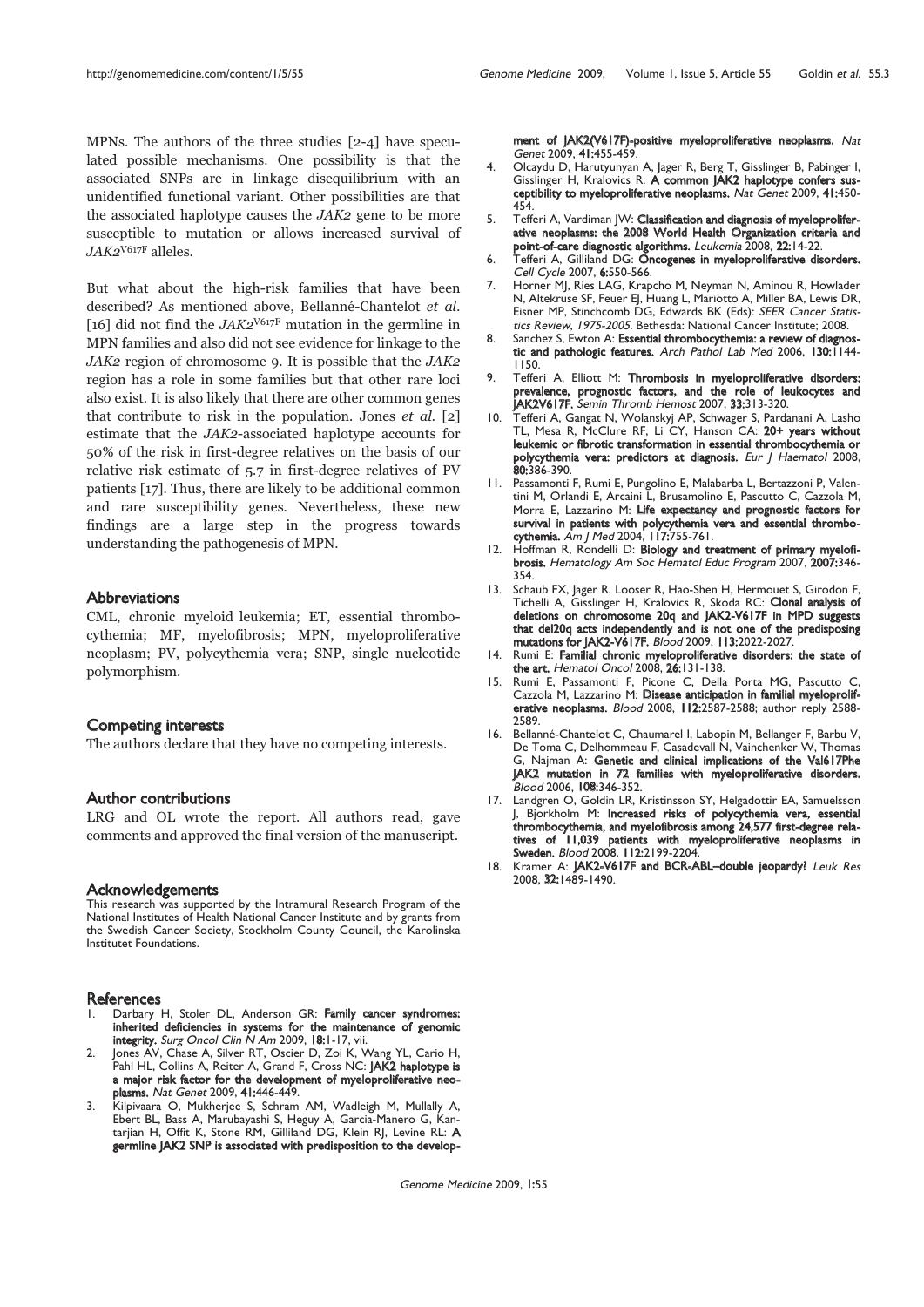MPNs. The authors of the three studies [2-4] have speculated possible mechanisms. One possibility is that the associated SNPs are in linkage disequilibrium with an unidentified functional variant. Other possibilities are that the associated haplotype causes the *JAK2* gene to be more susceptible to mutation or allows increased survival of *JAK2*$^{V617F}$ alleles.

But what about the high-risk families that have been described? As mentioned above, Bellanné-Chantelot *et al*. [16] did not find the *JAK2*$^{V617F}$ mutation in the germline in MPN families and also did not see evidence for linkage to the *JAK2* region of chromosome 9. It is possible that the *JAK2* region has a role in some families but that other rare loci also exist. It is also likely that there are other common genes that contribute to risk in the population. Jones *et al*. [2] estimate that the *JAK2*-associated haplotype accounts for 50% of the risk in first-degree relatives on the basis of our relative risk estimate of 5.7 in first-degree relatives of PV patients [17]. Thus, there are likely to be additional common and rare susceptibility genes. Nevertheless, these new findings are a large step in the progress towards understanding the pathogenesis of MPN.

## Abbreviations

CML, chronic myeloid leukemia; ET, essential thrombocythemia; MF, myelofibrosis; MPN, myeloproliferative neoplasm; PV, polycythemia vera; SNP, single nucleotide polymorphism.

## Competing interests

The authors declare that they have no competing interests.

## Author contributions

LRG and OL wrote the report. All authors read, gave comments and approved the final version of the manuscript.

## Acknowledgements

This research was supported by the Intramural Research Program of the National Institutes of Health National Cancer Institute and by grants from the Swedish Cancer Society, Stockholm County Council, the Karolinska Institutet Foundations.

## References

1. Darbary H, Stoler DL, Anderson GR: **Family cancer syndromes: inherited deficiencies in systems for the maintenance of genomic integrity.** *Surg Oncol Clin N Am* 2009, **18:**1-17, vii.
2. Jones AV, Chase A, Silver RT, Oscier D, Zoi K, Wang YL, Cario H, Pahl HL, Collins A, Reiter A, Grand F, Cross NC: **JAK2 haplotype is a major risk factor for the development of myeloproliferative neoplasms.** *Nat Genet* 2009, **41:**446-449.
3. Kilpivaara O, Mukherjee S, Schram AM, Wadleigh M, Mullally A, Ebert BL, Bass A, Marubayashi S, Heguy A, Garcia-Manero G, Kantarjian H, Offit K, Stone RM, Gilliland DG, Klein RJ, Levine RL: **A germline JAK2 SNP is associated with predisposition to the development of JAK2(V617F)-positive myeloproliferative neoplasms.** *Nat Genet* 2009, **41:**455-459.
4. Olcaydu D, Harutyunyan A, Jager R, Berg T, Gisslinger B, Pabinger I, Gisslinger H, Kralovics R: **A common JAK2 haplotype confers susceptibility to myeloproliferative neoplasms.** *Nat Genet* 2009, **41:**450-454.
5. Tefferi A, Vardiman JW: **Classification and diagnosis of myeloproliferative neoplasms: the 2008 World Health Organization criteria and point-of-care diagnostic algorithms.** *Leukemia* 2008, **22:**14-22.
6. Tefferi A, Gilliland DG: **Oncogenes in myeloproliferative disorders.** *Cell Cycle* 2007, **6:**550-566.
7. Horner MJ, Ries LAG, Krapcho M, Neyman N, Aminou R, Howlader N, Altekruse SF, Feuer EJ, Huang L, Mariotto A, Miller BA, Lewis DR, Eisner MP, Stinchcomb DG, Edwards BK (Eds): *SEER Cancer Statistics Review, 1975-2005.* Bethesda: National Cancer Institute; 2008.
8. Sanchez S, Ewton A: **Essential thrombocythemia: a review of diagnostic and pathologic features.** *Arch Pathol Lab Med* 2006, **130:**1144-1150.
9. Tefferi A, Elliott M: **Thrombosis in myeloproliferative disorders: prevalence, prognostic factors, and the role of leukocytes and JAK2V617F.** *Semin Thromb Hemost* 2007, **33:**313-320.
10. Tefferi A, Gangat N, Wolanskyj AP, Schwager S, Pardanani A, Lasho TL, Mesa R, McClure RF, Li CY, Hanson CA: **20+ years without leukemic or fibrotic transformation in essential thrombocythemia or polycythemia vera: predictors at diagnosis.** *Eur J Haematol* 2008, **80:**386-390.
11. Passamonti F, Rumi E, Pungolino E, Malabarba L, Bertazzoni P, Valentini M, Orlandi E, Arcaini L, Brusamolino E, Pascutto C, Cazzola M, Morra E, Lazzarino M: **Life expectancy and prognostic factors for survival in patients with polycythemia vera and essential thrombocythemia.** *Am J Med* 2004, **117:**755-761.
12. Hoffman R, Rondelli D: **Biology and treatment of primary myelofibrosis.** *Hematology Am Soc Hematol Educ Program* 2007, **2007:**346-354.
13. Schaub FX, Jager R, Looser R, Hao-Shen H, Hermouet S, Girodon F, Tichelli A, Gisslinger H, Kralovics R, Skoda RC: **Clonal analysis of deletions on chromosome 20q and JAK2-V617F in MPD suggests that del20q acts independently and is not one of the predisposing mutations for JAK2-V617F.** *Blood* 2009, **113:**2022-2027.
14. Rumi E: **Familial chronic myeloproliferative disorders: the state of the art.** *Hematol Oncol* 2008, **26:**131-138.
15. Rumi E, Passamonti F, Picone C, Della Porta MG, Pascutto C, Cazzola M, Lazzarino M: **Disease anticipation in familial myeloproliferative neoplasms.** *Blood* 2008, **112:**2587-2588; author reply 2588-2589.
16. Bellanné-Chantelot C, Chaumarel I, Labopin M, Bellanger F, Barbu V, De Toma C, Delhommeau F, Casadevall N, Vainchenker W, Thomas G, Najman A: **Genetic and clinical implications of the Val617Phe JAK2 mutation in 72 families with myeloproliferative disorders.** *Blood* 2006, **108:**346-352.
17. Landgren O, Goldin LR, Kristinsson SY, Helgadottir EA, Samuelsson J, Bjorkholm M: **Increased risks of polycythemia vera, essential thrombocythemia, and myelofibrosis among 24,577 first-degree relatives of 11,039 patients with myeloproliferative neoplasms in Sweden.** *Blood* 2008, **112:**2199-2204.
18. Kramer A: **JAK2-V617F and BCR-ABL–double jeopardy?** *Leuk Res* 2008, **32:**1489-1490.